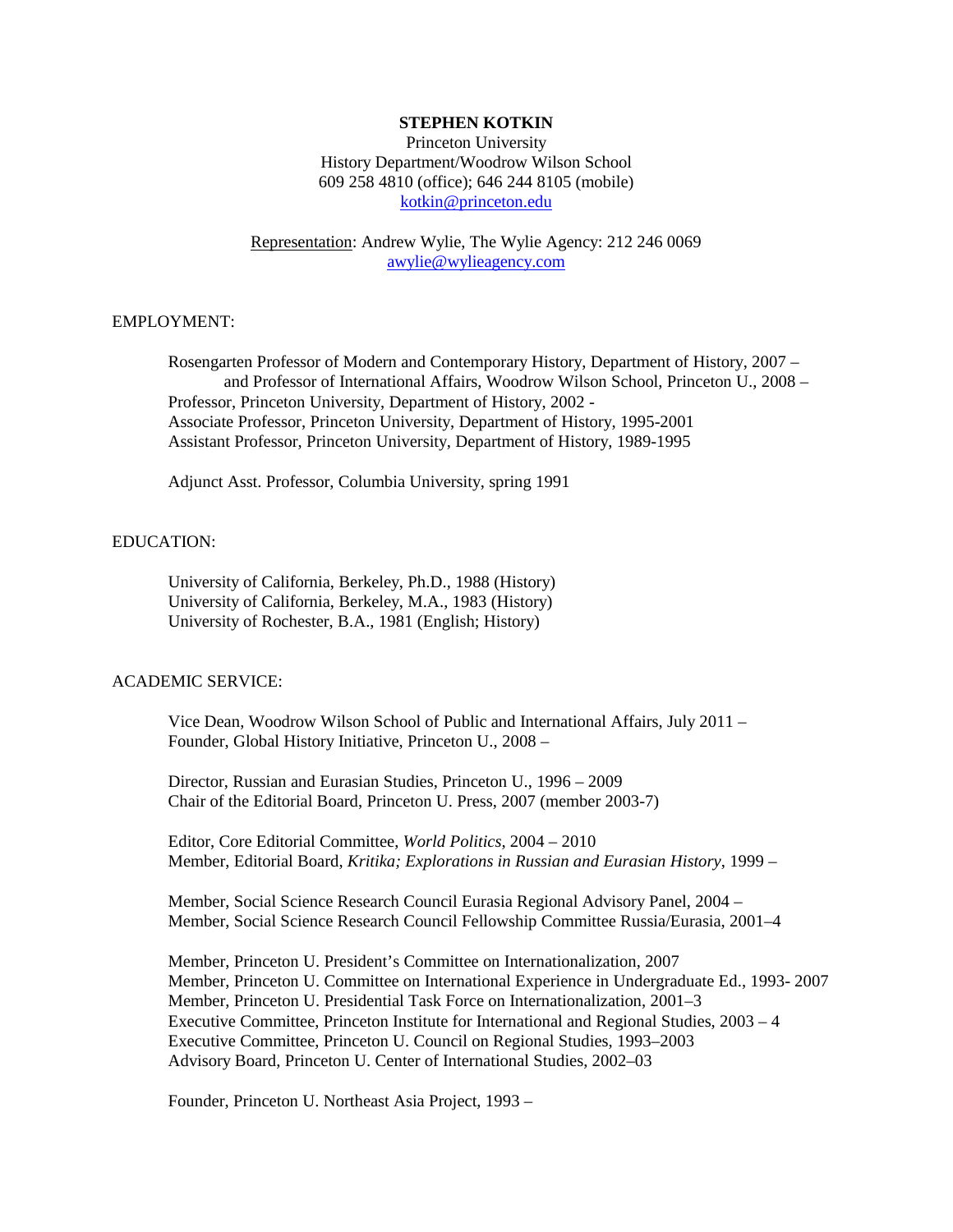**STEPHEN KOTKIN**

Princeton University
History Department/Woodrow Wilson School
609 258 4810 (office); 646 244 8105 (mobile)
kotkin@princeton.edu

Representation: Andrew Wylie, The Wylie Agency: 212 246 0069
awylie@wylieagency.com

EMPLOYMENT:

Rosengarten Professor of Modern and Contemporary History, Department of History, 2007 –
    and Professor of International Affairs, Woodrow Wilson School, Princeton U., 2008 –
Professor, Princeton University, Department of History, 2002 -
Associate Professor, Princeton University, Department of History, 1995-2001
Assistant Professor, Princeton University, Department of History, 1989-1995

Adjunct Asst. Professor, Columbia University, spring 1991

EDUCATION:

University of California, Berkeley, Ph.D., 1988 (History)
University of California, Berkeley, M.A., 1983 (History)
University of Rochester, B.A., 1981 (English; History)

ACADEMIC SERVICE:

Vice Dean, Woodrow Wilson School of Public and International Affairs, July 2011 –
Founder, Global History Initiative, Princeton U., 2008 –

Director, Russian and Eurasian Studies, Princeton U., 1996 – 2009
Chair of the Editorial Board, Princeton U. Press, 2007 (member 2003-7)

Editor, Core Editorial Committee, *World Politics*, 2004 – 2010
Member, Editorial Board, *Kritika; Explorations in Russian and Eurasian History*, 1999 –

Member, Social Science Research Council Eurasia Regional Advisory Panel, 2004 –
Member, Social Science Research Council Fellowship Committee Russia/Eurasia, 2001–4

Member, Princeton U. President's Committee on Internationalization, 2007
Member, Princeton U. Committee on International Experience in Undergraduate Ed., 1993- 2007
Member, Princeton U. Presidential Task Force on Internationalization, 2001–3
Executive Committee, Princeton Institute for International and Regional Studies, 2003 – 4
Executive Committee, Princeton U. Council on Regional Studies, 1993–2003
Advisory Board, Princeton U. Center of International Studies, 2002–03

Founder, Princeton U. Northeast Asia Project, 1993 –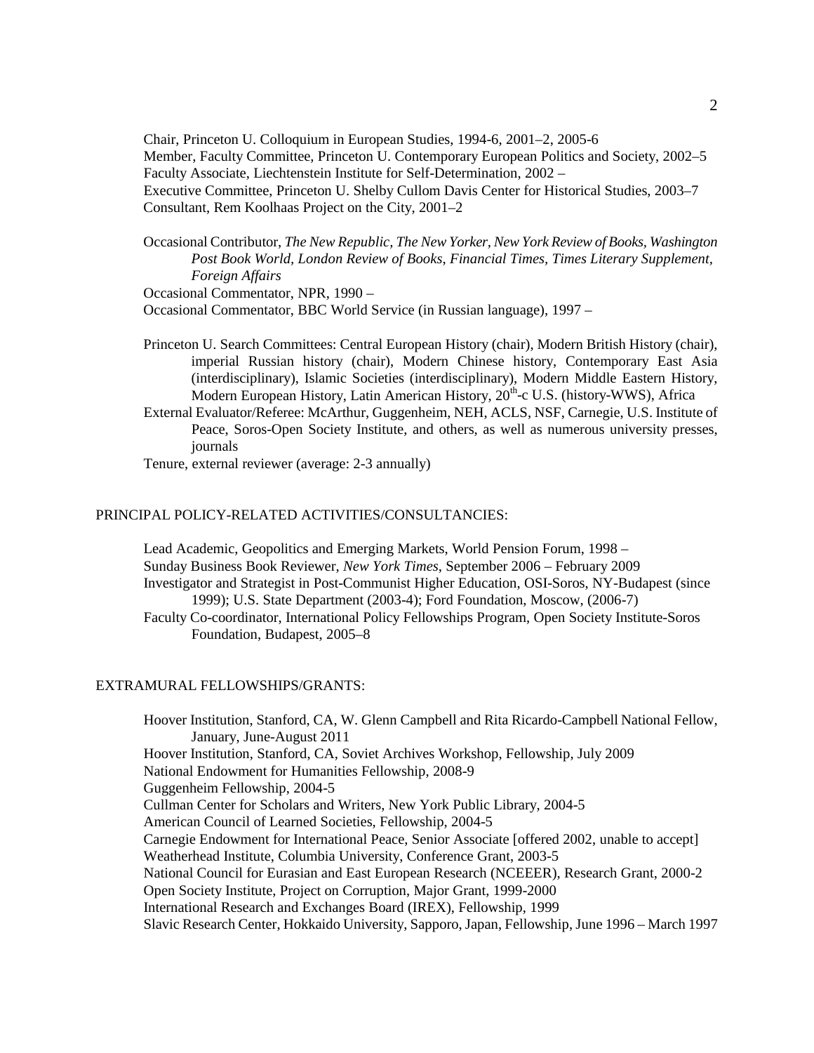Chair, Princeton U. Colloquium in European Studies, 1994-6, 2001–2, 2005-6
Member, Faculty Committee, Princeton U. Contemporary European Politics and Society, 2002–5
Faculty Associate, Liechtenstein Institute for Self-Determination, 2002 –
Executive Committee, Princeton U. Shelby Cullom Davis Center for Historical Studies, 2003–7
Consultant, Rem Koolhaas Project on the City, 2001–2

Occasional Contributor, *The New Republic*, *The New Yorker*, *New York Review of Books*, *Washington Post Book World*, *London Review of Books*, *Financial Times*, *Times Literary Supplement*, *Foreign Affairs*
Occasional Commentator, NPR, 1990 –
Occasional Commentator, BBC World Service (in Russian language), 1997 –

Princeton U. Search Committees: Central European History (chair), Modern British History (chair), imperial Russian history (chair), Modern Chinese history, Contemporary East Asia (interdisciplinary), Islamic Societies (interdisciplinary), Modern Middle Eastern History, Modern European History, Latin American History, 20th-c U.S. (history-WWS), Africa
External Evaluator/Referee: McArthur, Guggenheim, NEH, ACLS, NSF, Carnegie, U.S. Institute of Peace, Soros-Open Society Institute, and others, as well as numerous university presses, journals
Tenure, external reviewer (average: 2-3 annually)

## PRINCIPAL POLICY-RELATED ACTIVITIES/CONSULTANCIES:

Lead Academic, Geopolitics and Emerging Markets, World Pension Forum, 1998 –
Sunday Business Book Reviewer, *New York Times*, September 2006 – February 2009
Investigator and Strategist in Post-Communist Higher Education, OSI-Soros, NY-Budapest (since 1999); U.S. State Department (2003-4); Ford Foundation, Moscow, (2006-7)
Faculty Co-coordinator, International Policy Fellowships Program, Open Society Institute-Soros Foundation, Budapest, 2005–8

## EXTRAMURAL FELLOWSHIPS/GRANTS:

Hoover Institution, Stanford, CA, W. Glenn Campbell and Rita Ricardo-Campbell National Fellow, January, June-August 2011
Hoover Institution, Stanford, CA, Soviet Archives Workshop, Fellowship, July 2009
National Endowment for Humanities Fellowship, 2008-9
Guggenheim Fellowship, 2004-5
Cullman Center for Scholars and Writers, New York Public Library, 2004-5
American Council of Learned Societies, Fellowship, 2004-5
Carnegie Endowment for International Peace, Senior Associate [offered 2002, unable to accept]
Weatherhead Institute, Columbia University, Conference Grant, 2003-5
National Council for Eurasian and East European Research (NCEEER), Research Grant, 2000-2
Open Society Institute, Project on Corruption, Major Grant, 1999-2000
International Research and Exchanges Board (IREX), Fellowship, 1999
Slavic Research Center, Hokkaido University, Sapporo, Japan, Fellowship, June 1996 – March 1997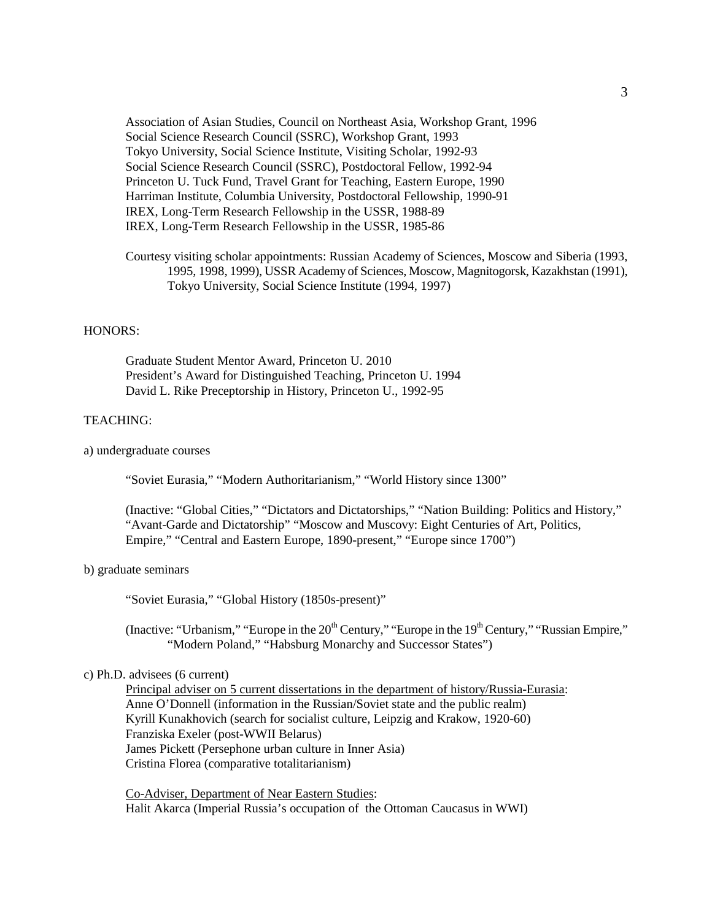Association of Asian Studies, Council on Northeast Asia, Workshop Grant, 1996
Social Science Research Council (SSRC), Workshop Grant, 1993
Tokyo University, Social Science Institute, Visiting Scholar, 1992-93
Social Science Research Council (SSRC), Postdoctoral Fellow, 1992-94
Princeton U. Tuck Fund, Travel Grant for Teaching, Eastern Europe, 1990
Harriman Institute, Columbia University, Postdoctoral Fellowship, 1990-91
IREX, Long-Term Research Fellowship in the USSR, 1988-89
IREX, Long-Term Research Fellowship in the USSR, 1985-86

Courtesy visiting scholar appointments: Russian Academy of Sciences, Moscow and Siberia (1993, 1995, 1998, 1999), USSR Academy of Sciences, Moscow, Magnitogorsk, Kazakhstan (1991), Tokyo University, Social Science Institute (1994, 1997)

HONORS:

Graduate Student Mentor Award, Princeton U. 2010
President's Award for Distinguished Teaching, Princeton U. 1994
David L. Rike Preceptorship in History, Princeton U., 1992-95

TEACHING:

a) undergraduate courses

"Soviet Eurasia," "Modern Authoritarianism," "World History since 1300"

(Inactive: "Global Cities," "Dictators and Dictatorships," "Nation Building: Politics and History," "Avant-Garde and Dictatorship" "Moscow and Muscovy: Eight Centuries of Art, Politics, Empire," "Central and Eastern Europe, 1890-present," "Europe since 1700")

b) graduate seminars

"Soviet Eurasia," "Global History (1850s-present)"

(Inactive: "Urbanism," "Europe in the 20th Century," "Europe in the 19th Century," "Russian Empire," "Modern Poland," "Habsburg Monarchy and Successor States")

c) Ph.D. advisees (6 current)

Principal adviser on 5 current dissertations in the department of history/Russia-Eurasia:
Anne O'Donnell (information in the Russian/Soviet state and the public realm)
Kyrill Kunakhovich (search for socialist culture, Leipzig and Krakow, 1920-60)
Franziska Exeler (post-WWII Belarus)
James Pickett (Persephone urban culture in Inner Asia)
Cristina Florea (comparative totalitarianism)

Co-Adviser, Department of Near Eastern Studies:
Halit Akarca (Imperial Russia's occupation of the Ottoman Caucasus in WWI)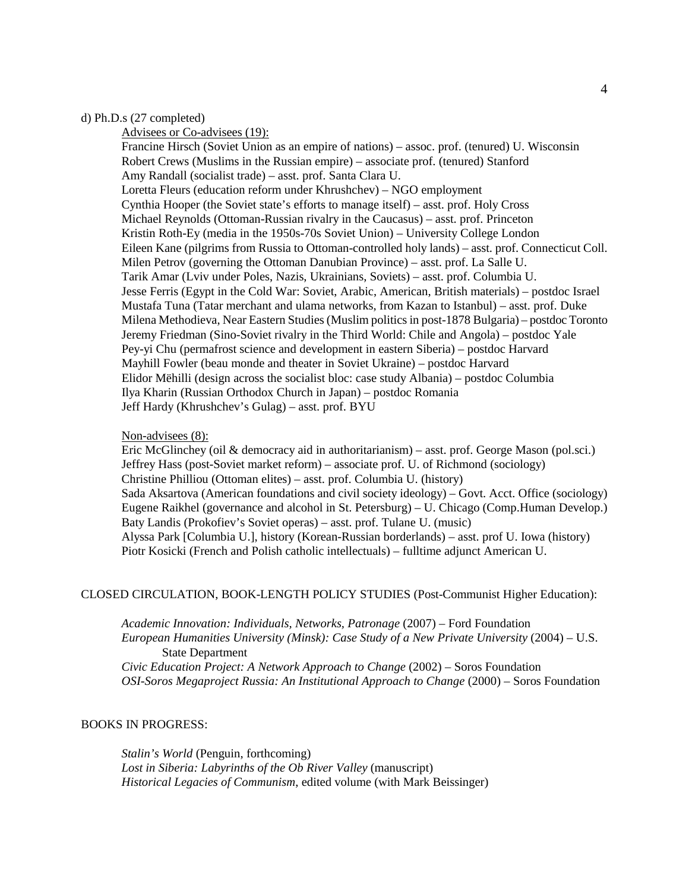d) Ph.D.s (27 completed)

<u>Advisees or Co-advisees (19):</u>

Francine Hirsch (Soviet Union as an empire of nations) – assoc. prof. (tenured) U. Wisconsin
Robert Crews (Muslims in the Russian empire) – associate prof. (tenured) Stanford
Amy Randall (socialist trade) – asst. prof. Santa Clara U.
Loretta Fleurs (education reform under Khrushchev) – NGO employment
Cynthia Hooper (the Soviet state's efforts to manage itself) – asst. prof. Holy Cross
Michael Reynolds (Ottoman-Russian rivalry in the Caucasus) – asst. prof. Princeton
Kristin Roth-Ey (media in the 1950s-70s Soviet Union) – University College London
Eileen Kane (pilgrims from Russia to Ottoman-controlled holy lands) – asst. prof. Connecticut Coll.
Milen Petrov (governing the Ottoman Danubian Province) – asst. prof. La Salle U.
Tarik Amar (Lviv under Poles, Nazis, Ukrainians, Soviets) – asst. prof. Columbia U.
Jesse Ferris (Egypt in the Cold War: Soviet, Arabic, American, British materials) – postdoc Israel
Mustafa Tuna (Tatar merchant and ulama networks, from Kazan to Istanbul) – asst. prof. Duke
Milena Methodieva, Near Eastern Studies (Muslim politics in post-1878 Bulgaria) – postdoc Toronto
Jeremy Friedman (Sino-Soviet rivalry in the Third World: Chile and Angola) – postdoc Yale
Pey-yi Chu (permafrost science and development in eastern Siberia) – postdoc Harvard
Mayhill Fowler (beau monde and theater in Soviet Ukraine) – postdoc Harvard
Elidor Mëhilli (design across the socialist bloc: case study Albania) – postdoc Columbia
Ilya Kharin (Russian Orthodox Church in Japan) – postdoc Romania
Jeff Hardy (Khrushchev's Gulag) – asst. prof. BYU

<u>Non-advisees (8):</u>

Eric McGlinchey (oil & democracy aid in authoritarianism) – asst. prof. George Mason (pol.sci.)
Jeffrey Hass (post-Soviet market reform) – associate prof. U. of Richmond (sociology)
Christine Philliou (Ottoman elites) – asst. prof. Columbia U. (history)
Sada Aksartova (American foundations and civil society ideology) – Govt. Acct. Office (sociology)
Eugene Raikhel (governance and alcohol in St. Petersburg) – U. Chicago (Comp.Human Develop.)
Baty Landis (Prokofiev's Soviet operas) – asst. prof. Tulane U. (music)
Alyssa Park [Columbia U.], history (Korean-Russian borderlands) – asst. prof U. Iowa (history)
Piotr Kosicki (French and Polish catholic intellectuals) – fulltime adjunct American U.

CLOSED CIRCULATION, BOOK-LENGTH POLICY STUDIES (Post-Communist Higher Education):

*Academic Innovation: Individuals, Networks, Patronage* (2007) – Ford Foundation
*European Humanities University (Minsk): Case Study of a New Private University* (2004) – U.S. State Department
*Civic Education Project: A Network Approach to Change* (2002) – Soros Foundation
*OSI-Soros Megaproject Russia: An Institutional Approach to Change* (2000) – Soros Foundation

BOOKS IN PROGRESS:

*Stalin's World* (Penguin, forthcoming)
*Lost in Siberia: Labyrinths of the Ob River Valley* (manuscript)
*Historical Legacies of Communism*, edited volume (with Mark Beissinger)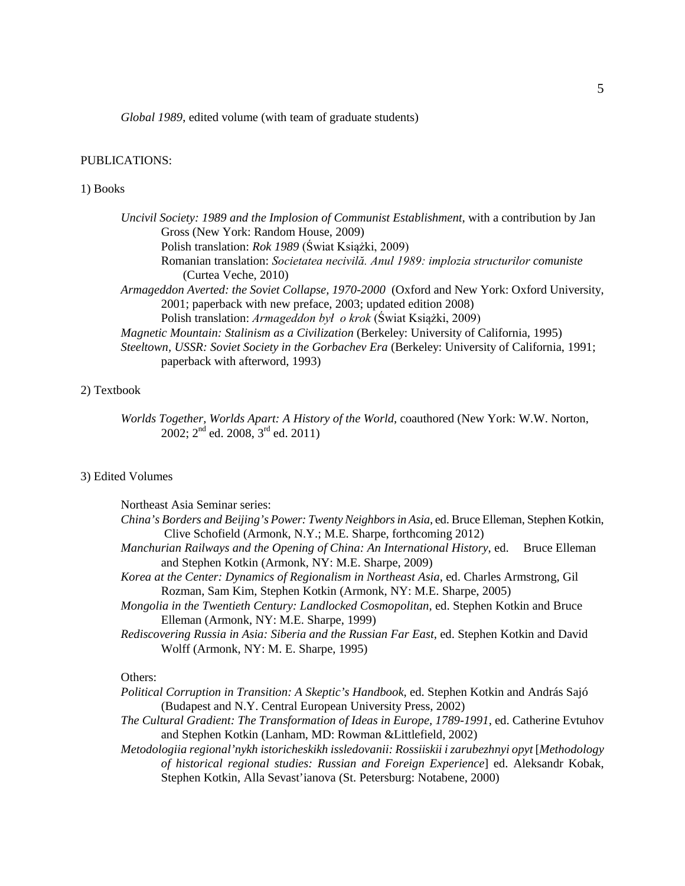*Global 1989*, edited volume (with team of graduate students)

PUBLICATIONS:

1) Books

*Uncivil Society: 1989 and the Implosion of Communist Establishment*, with a contribution by Jan Gross (New York: Random House, 2009)
Polish translation: *Rok 1989* (Świat Książki, 2009)
Romanian translation: *Societatea necivilă. Anul 1989: implozia structurilor comuniste* (Curtea Veche, 2010)

*Armageddon Averted: the Soviet Collapse, 1970-2000* (Oxford and New York: Oxford University, 2001; paperback with new preface, 2003; updated edition 2008)
Polish translation: *Armageddon był o krok* (Świat Książki, 2009)

*Magnetic Mountain: Stalinism as a Civilization* (Berkeley: University of California, 1995)

*Steeltown, USSR: Soviet Society in the Gorbachev Era* (Berkeley: University of California, 1991; paperback with afterword, 1993)

2) Textbook

*Worlds Together, Worlds Apart: A History of the World*, coauthored (New York: W.W. Norton, 2002; 2nd ed. 2008, 3rd ed. 2011)

3) Edited Volumes

Northeast Asia Seminar series:

*China's Borders and Beijing's Power: Twenty Neighbors in Asia*, ed. Bruce Elleman, Stephen Kotkin, Clive Schofield (Armonk, N.Y.; M.E. Sharpe, forthcoming 2012)

*Manchurian Railways and the Opening of China: An International History*, ed. Bruce Elleman and Stephen Kotkin (Armonk, NY: M.E. Sharpe, 2009)

*Korea at the Center: Dynamics of Regionalism in Northeast Asia*, ed. Charles Armstrong, Gil Rozman, Sam Kim, Stephen Kotkin (Armonk, NY: M.E. Sharpe, 2005)

*Mongolia in the Twentieth Century: Landlocked Cosmopolitan*, ed. Stephen Kotkin and Bruce Elleman (Armonk, NY: M.E. Sharpe, 1999)

*Rediscovering Russia in Asia: Siberia and the Russian Far East*, ed. Stephen Kotkin and David Wolff (Armonk, NY: M. E. Sharpe, 1995)

Others:

*Political Corruption in Transition: A Skeptic's Handbook*, ed. Stephen Kotkin and András Sajó (Budapest and N.Y. Central European University Press, 2002)

*The Cultural Gradient: The Transformation of Ideas in Europe, 1789-1991*, ed. Catherine Evtuhov and Stephen Kotkin (Lanham, MD: Rowman &Littlefield, 2002)

*Metodologiia regional'nykh istoricheskikh issledovanii: Rossiiskii i zarubezhnyi opyt* [*Methodology of historical regional studies: Russian and Foreign Experience*] ed. Aleksandr Kobak, Stephen Kotkin, Alla Sevast'ianova (St. Petersburg: Notabene, 2000)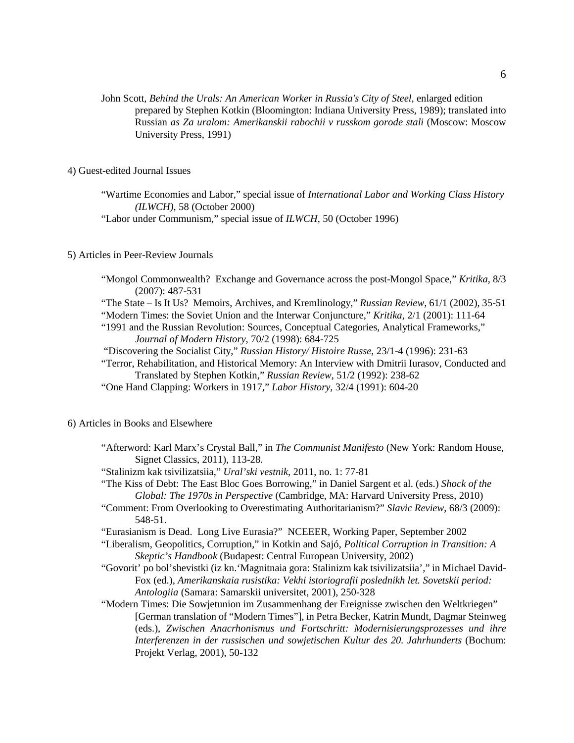John Scott, *Behind the Urals: An American Worker in Russia's City of Steel*, enlarged edition prepared by Stephen Kotkin (Bloomington: Indiana University Press, 1989); translated into Russian *as Za uralom: Amerikanskii rabochii v russkom gorode stali* (Moscow: Moscow University Press, 1991)

4) Guest-edited Journal Issues

"Wartime Economies and Labor," special issue of *International Labor and Working Class History (ILWCH)*, 58 (October 2000)

"Labor under Communism," special issue of *ILWCH*, 50 (October 1996)

5) Articles in Peer-Review Journals

"Mongol Commonwealth? Exchange and Governance across the post-Mongol Space," *Kritika*, 8/3 (2007): 487-531

"The State – Is It Us? Memoirs, Archives, and Kremlinology," *Russian Review*, 61/1 (2002), 35-51

"Modern Times: the Soviet Union and the Interwar Conjuncture," *Kritika,* 2/1 (2001): 111-64

"1991 and the Russian Revolution: Sources, Conceptual Categories, Analytical Frameworks," *Journal of Modern History*, 70/2 (1998): 684-725

"Discovering the Socialist City," *Russian History/ Histoire Russe*, 23/1-4 (1996): 231-63

"Terror, Rehabilitation, and Historical Memory: An Interview with Dmitrii Iurasov, Conducted and Translated by Stephen Kotkin," *Russian Review*, 51/2 (1992): 238-62

"One Hand Clapping: Workers in 1917," *Labor History*, 32/4 (1991): 604-20

6) Articles in Books and Elsewhere

"Afterword: Karl Marx's Crystal Ball," in *The Communist Manifesto* (New York: Random House, Signet Classics, 2011), 113-28.

"Stalinizm kak tsivilizatsiia," *Ural'ski vestnik*, 2011, no. 1: 77-81

"The Kiss of Debt: The East Bloc Goes Borrowing," in Daniel Sargent et al. (eds.) *Shock of the Global: The 1970s in Perspective* (Cambridge, MA: Harvard University Press, 2010)

"Comment: From Overlooking to Overestimating Authoritarianism?" *Slavic Review*, 68/3 (2009): 548-51.

"Eurasianism is Dead. Long Live Eurasia?" NCEEER, Working Paper, September 2002

"Liberalism, Geopolitics, Corruption," in Kotkin and Sajó, *Political Corruption in Transition: A Skeptic's Handbook* (Budapest: Central European University, 2002)

"Govorit' po bol'shevistki (iz kn.'Magnitnaia gora: Stalinizm kak tsivilizatsiia'," in Michael David-Fox (ed.), *Amerikanskaia rusistika: Vekhi istoriografii poslednikh let. Sovetskii period: Antologiia* (Samara: Samarskii universitet, 2001), 250-328

"Modern Times: Die Sowjetunion im Zusammenhang der Ereignisse zwischen den Weltkriegen" [German translation of "Modern Times"], in Petra Becker, Katrin Mundt, Dagmar Steinweg (eds.), *Zwischen Anacrhonismus und Fortschritt: Modernisierungsprozesses und ihre Interferenzen in der russischen und sowjetischen Kultur des 20. Jahrhunderts* (Bochum: Projekt Verlag, 2001), 50-132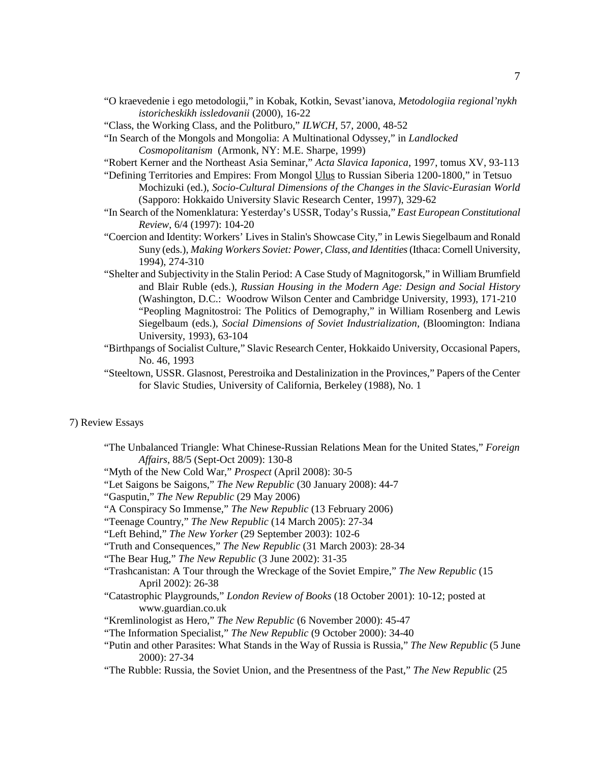"O kraevedenie i ego metodologii," in Kobak, Kotkin, Sevast'ianova, *Metodologiia regional'nykh istoricheskikh issledovanii* (2000), 16-22

"Class, the Working Class, and the Politburo," *ILWCH*, 57, 2000, 48-52

"In Search of the Mongols and Mongolia: A Multinational Odyssey," in *Landlocked Cosmopolitanism* (Armonk, NY: M.E. Sharpe, 1999)

"Robert Kerner and the Northeast Asia Seminar," *Acta Slavica Iaponica*, 1997, tomus XV, 93-113

"Defining Territories and Empires: From Mongol Ulus to Russian Siberia 1200-1800," in Tetsuo Mochizuki (ed.), *Socio-Cultural Dimensions of the Changes in the Slavic-Eurasian World* (Sapporo: Hokkaido University Slavic Research Center, 1997), 329-62

"In Search of the Nomenklatura: Yesterday's USSR, Today's Russia," *East European Constitutional Review*, 6/4 (1997): 104-20

"Coercion and Identity: Workers' Lives in Stalin's Showcase City," in Lewis Siegelbaum and Ronald Suny (eds.), *Making Workers Soviet: Power, Class, and Identities* (Ithaca: Cornell University, 1994), 274-310

"Shelter and Subjectivity in the Stalin Period: A Case Study of Magnitogorsk," in William Brumfield and Blair Ruble (eds.), *Russian Housing in the Modern Age: Design and Social History* (Washington, D.C.: Woodrow Wilson Center and Cambridge University, 1993), 171-210

"Peopling Magnitostroi: The Politics of Demography," in William Rosenberg and Lewis Siegelbaum (eds.), *Social Dimensions of Soviet Industrialization*, (Bloomington: Indiana University, 1993), 63-104

"Birthpangs of Socialist Culture," Slavic Research Center, Hokkaido University, Occasional Papers, No. 46, 1993

"Steeltown, USSR. Glasnost, Perestroika and Destalinization in the Provinces," Papers of the Center for Slavic Studies, University of California, Berkeley (1988), No. 1

7) Review Essays

"The Unbalanced Triangle: What Chinese-Russian Relations Mean for the United States," *Foreign Affairs*, 88/5 (Sept-Oct 2009): 130-8

"Myth of the New Cold War," *Prospect* (April 2008): 30-5

"Let Saigons be Saigons," *The New Republic* (30 January 2008): 44-7

"Gasputin," *The New Republic* (29 May 2006)

"A Conspiracy So Immense," *The New Republic* (13 February 2006)

"Teenage Country," *The New Republic* (14 March 2005): 27-34

"Left Behind," *The New Yorker* (29 September 2003): 102-6

"Truth and Consequences," *The New Republic* (31 March 2003): 28-34

"The Bear Hug," *The New Republic* (3 June 2002): 31-35

"Trashcanistan: A Tour through the Wreckage of the Soviet Empire," *The New Republic* (15 April 2002): 26-38

"Catastrophic Playgrounds," *London Review of Books* (18 October 2001): 10-12; posted at www.guardian.co.uk

"Kremlinologist as Hero," *The New Republic* (6 November 2000): 45-47

"The Information Specialist," *The New Republic* (9 October 2000): 34-40

"Putin and other Parasites: What Stands in the Way of Russia is Russia," *The New Republic* (5 June 2000): 27-34

"The Rubble: Russia, the Soviet Union, and the Presentness of the Past," *The New Republic* (25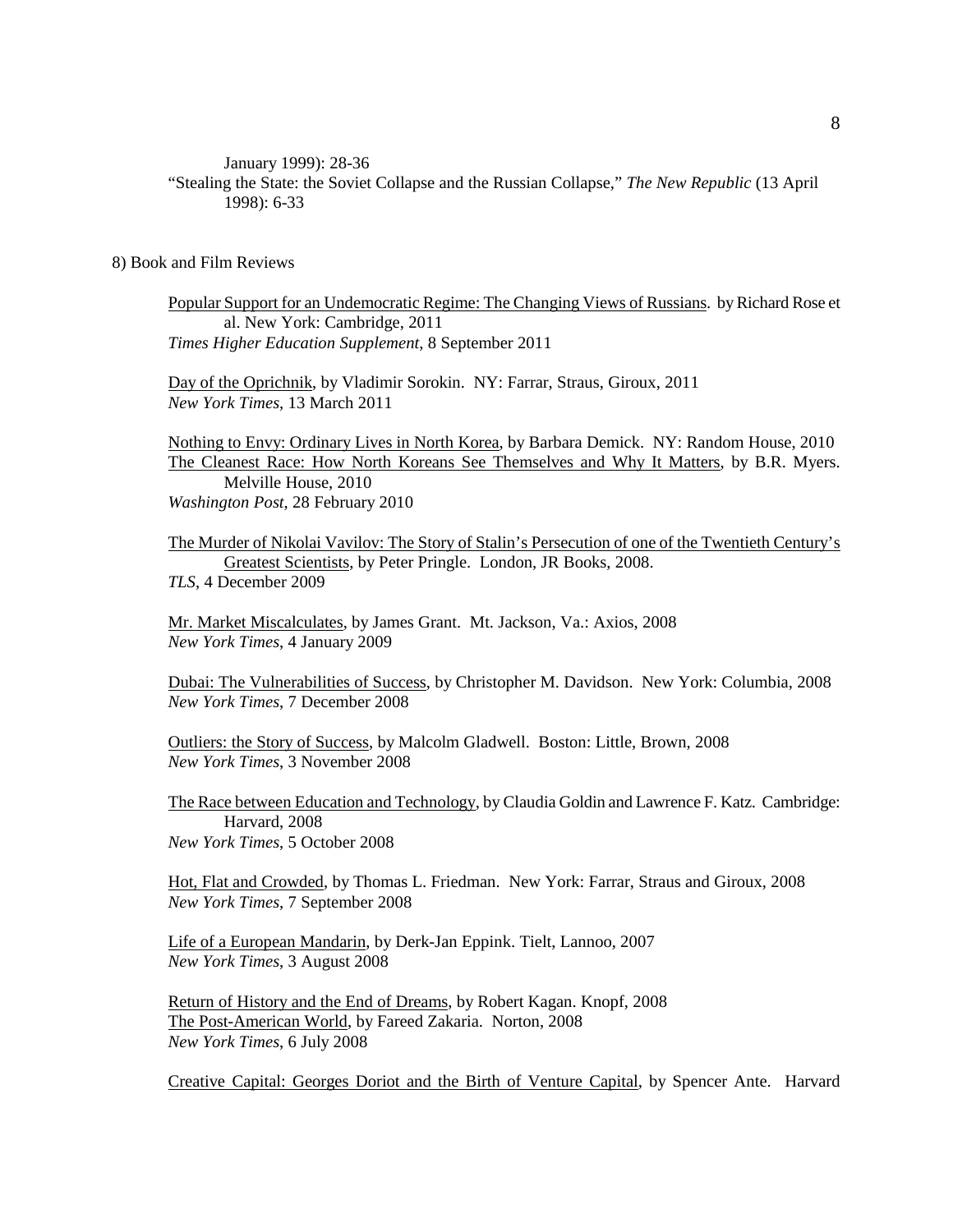January 1999): 28-36

"Stealing the State: the Soviet Collapse and the Russian Collapse," *The New Republic* (13 April 1998): 6-33

8) Book and Film Reviews

<u>Popular Support for an Undemocratic Regime: The Changing Views of Russians</u>. by Richard Rose et al. New York: Cambridge, 2011
*Times Higher Education Supplement*, 8 September 2011

<u>Day of the Oprichnik</u>, by Vladimir Sorokin. NY: Farrar, Straus, Giroux, 2011
*New York Times*, 13 March 2011

<u>Nothing to Envy: Ordinary Lives in North Korea</u>, by Barbara Demick. NY: Random House, 2010
<u>The Cleanest Race: How North Koreans See Themselves and Why It Matters</u>, by B.R. Myers. Melville House, 2010
*Washington Post*, 28 February 2010

<u>The Murder of Nikolai Vavilov: The Story of Stalin's Persecution of one of the Twentieth Century's Greatest Scientists</u>, by Peter Pringle. London, JR Books, 2008.
*TLS*, 4 December 2009

<u>Mr. Market Miscalculates</u>, by James Grant. Mt. Jackson, Va.: Axios, 2008
*New York Times*, 4 January 2009

<u>Dubai: The Vulnerabilities of Success</u>, by Christopher M. Davidson. New York: Columbia, 2008
*New York Times*, 7 December 2008

<u>Outliers: the Story of Success</u>, by Malcolm Gladwell. Boston: Little, Brown, 2008
*New York Times*, 3 November 2008

<u>The Race between Education and Technology</u>, by Claudia Goldin and Lawrence F. Katz. Cambridge: Harvard, 2008
*New York Times*, 5 October 2008

<u>Hot, Flat and Crowded</u>, by Thomas L. Friedman. New York: Farrar, Straus and Giroux, 2008
*New York Times*, 7 September 2008

<u>Life of a European Mandarin</u>, by Derk-Jan Eppink. Tielt, Lannoo, 2007
*New York Times*, 3 August 2008

<u>Return of History and the End of Dreams</u>, by Robert Kagan. Knopf, 2008
<u>The Post-American World</u>, by Fareed Zakaria. Norton, 2008
*New York Times*, 6 July 2008

<u>Creative Capital: Georges Doriot and the Birth of Venture Capital</u>, by Spencer Ante. Harvard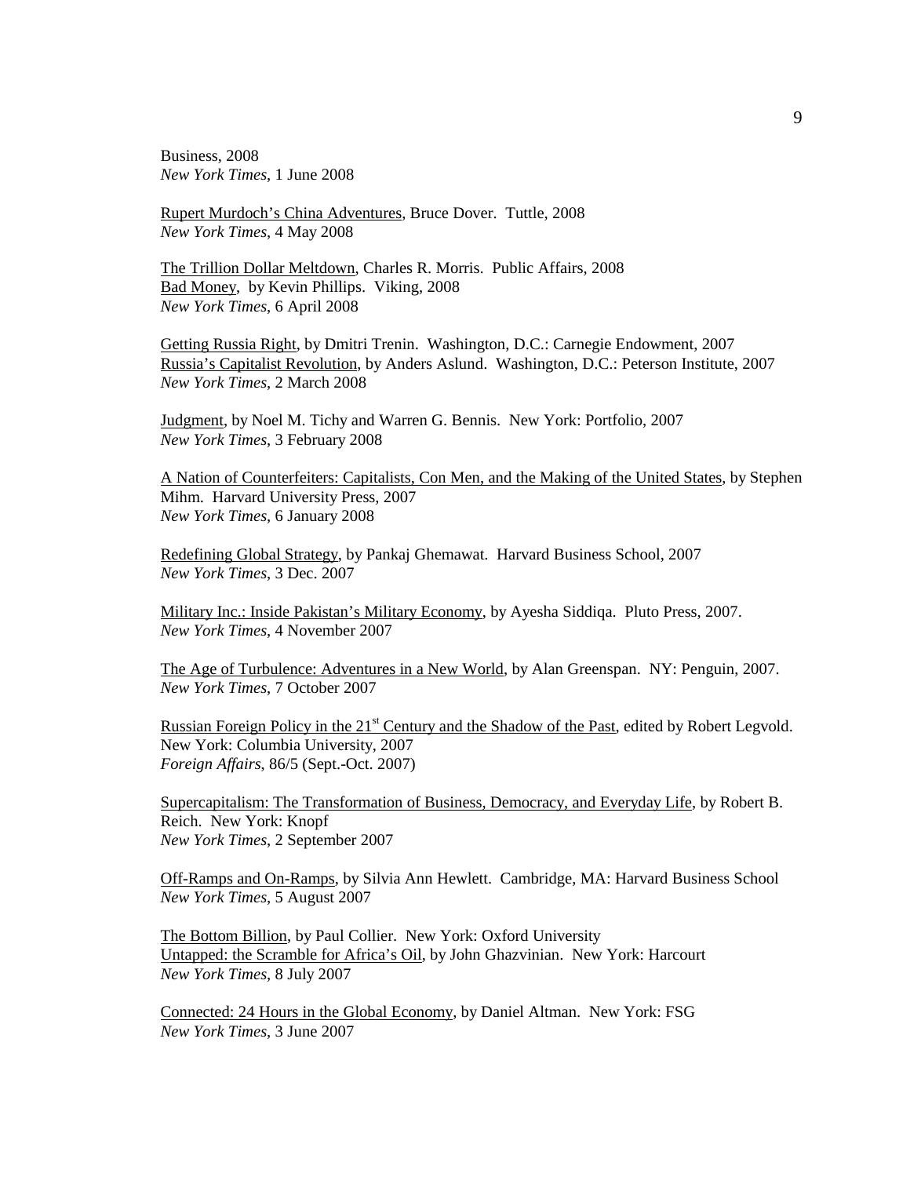Business, 2008
*New York Times*, 1 June 2008

Rupert Murdoch's China Adventures, Bruce Dover. Tuttle, 2008
*New York Times*, 4 May 2008

The Trillion Dollar Meltdown, Charles R. Morris. Public Affairs, 2008
Bad Money, by Kevin Phillips. Viking, 2008
*New York Times*, 6 April 2008

Getting Russia Right, by Dmitri Trenin. Washington, D.C.: Carnegie Endowment, 2007
Russia's Capitalist Revolution, by Anders Aslund. Washington, D.C.: Peterson Institute, 2007
*New York Times*, 2 March 2008

Judgment, by Noel M. Tichy and Warren G. Bennis. New York: Portfolio, 2007
*New York Times*, 3 February 2008

A Nation of Counterfeiters: Capitalists, Con Men, and the Making of the United States, by Stephen Mihm. Harvard University Press, 2007
*New York Times*, 6 January 2008

Redefining Global Strategy, by Pankaj Ghemawat. Harvard Business School, 2007
*New York Times*, 3 Dec. 2007

Military Inc.: Inside Pakistan's Military Economy, by Ayesha Siddiqa. Pluto Press, 2007.
*New York Times*, 4 November 2007

The Age of Turbulence: Adventures in a New World, by Alan Greenspan. NY: Penguin, 2007.
*New York Times*, 7 October 2007

Russian Foreign Policy in the 21st Century and the Shadow of the Past, edited by Robert Legvold. New York: Columbia University, 2007
*Foreign Affairs*, 86/5 (Sept.-Oct. 2007)

Supercapitalism: The Transformation of Business, Democracy, and Everyday Life, by Robert B. Reich. New York: Knopf
*New York Times*, 2 September 2007

Off-Ramps and On-Ramps, by Silvia Ann Hewlett. Cambridge, MA: Harvard Business School
*New York Times*, 5 August 2007

The Bottom Billion, by Paul Collier. New York: Oxford University
Untapped: the Scramble for Africa's Oil, by John Ghazvinian. New York: Harcourt
*New York Times*, 8 July 2007

Connected: 24 Hours in the Global Economy, by Daniel Altman. New York: FSG
*New York Times*, 3 June 2007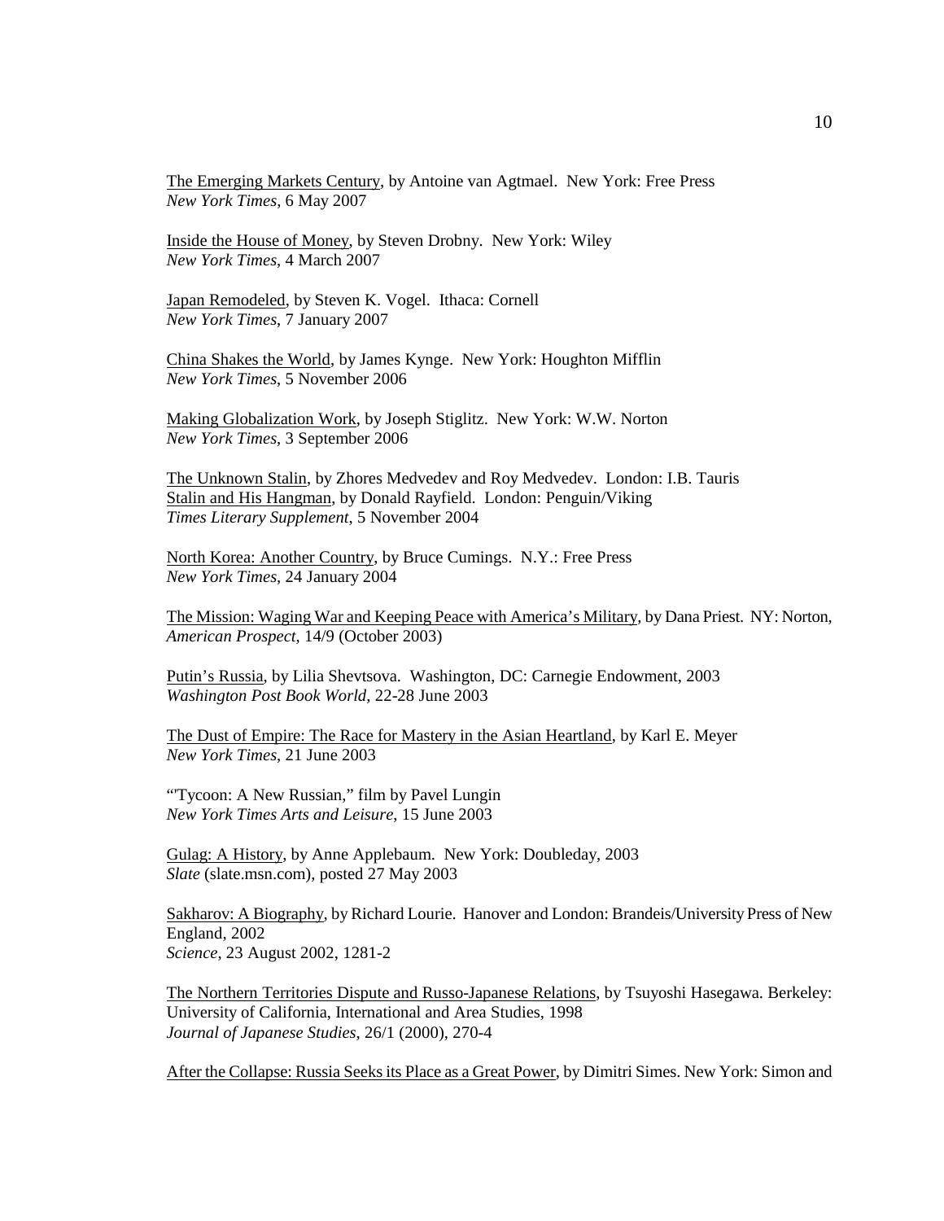<u>The Emerging Markets Century</u>, by Antoine van Agtmael. New York: Free Press
*New York Times*, 6 May 2007

<u>Inside the House of Money</u>, by Steven Drobny. New York: Wiley
*New York Times*, 4 March 2007

<u>Japan Remodeled</u>, by Steven K. Vogel. Ithaca: Cornell
*New York Times*, 7 January 2007

<u>China Shakes the World</u>, by James Kynge. New York: Houghton Mifflin
*New York Times*, 5 November 2006

<u>Making Globalization Work</u>, by Joseph Stiglitz. New York: W.W. Norton
*New York Times*, 3 September 2006

<u>The Unknown Stalin</u>, by Zhores Medvedev and Roy Medvedev. London: I.B. Tauris
<u>Stalin and His Hangman</u>, by Donald Rayfield. London: Penguin/Viking
*Times Literary Supplement*, 5 November 2004

<u>North Korea: Another Country</u>, by Bruce Cumings. N.Y.: Free Press
*New York Times*, 24 January 2004

<u>The Mission: Waging War and Keeping Peace with America's Military</u>, by Dana Priest. NY: Norton,
*American Prospect*, 14/9 (October 2003)

<u>Putin's Russia</u>, by Lilia Shevtsova. Washington, DC: Carnegie Endowment, 2003
*Washington Post Book World*, 22-28 June 2003

<u>The Dust of Empire: The Race for Mastery in the Asian Heartland</u>, by Karl E. Meyer
*New York Times*, 21 June 2003

"Tycoon: A New Russian," film by Pavel Lungin
*New York Times Arts and Leisure*, 15 June 2003

<u>Gulag: A History</u>, by Anne Applebaum. New York: Doubleday, 2003
*Slate* (slate.msn.com), posted 27 May 2003

<u>Sakharov: A Biography</u>, by Richard Lourie. Hanover and London: Brandeis/University Press of New England, 2002
*Science*, 23 August 2002, 1281-2

<u>The Northern Territories Dispute and Russo-Japanese Relations</u>, by Tsuyoshi Hasegawa. Berkeley: University of California, International and Area Studies, 1998
*Journal of Japanese Studies*, 26/1 (2000), 270-4

<u>After the Collapse: Russia Seeks its Place as a Great Power</u>, by Dimitri Simes. New York: Simon and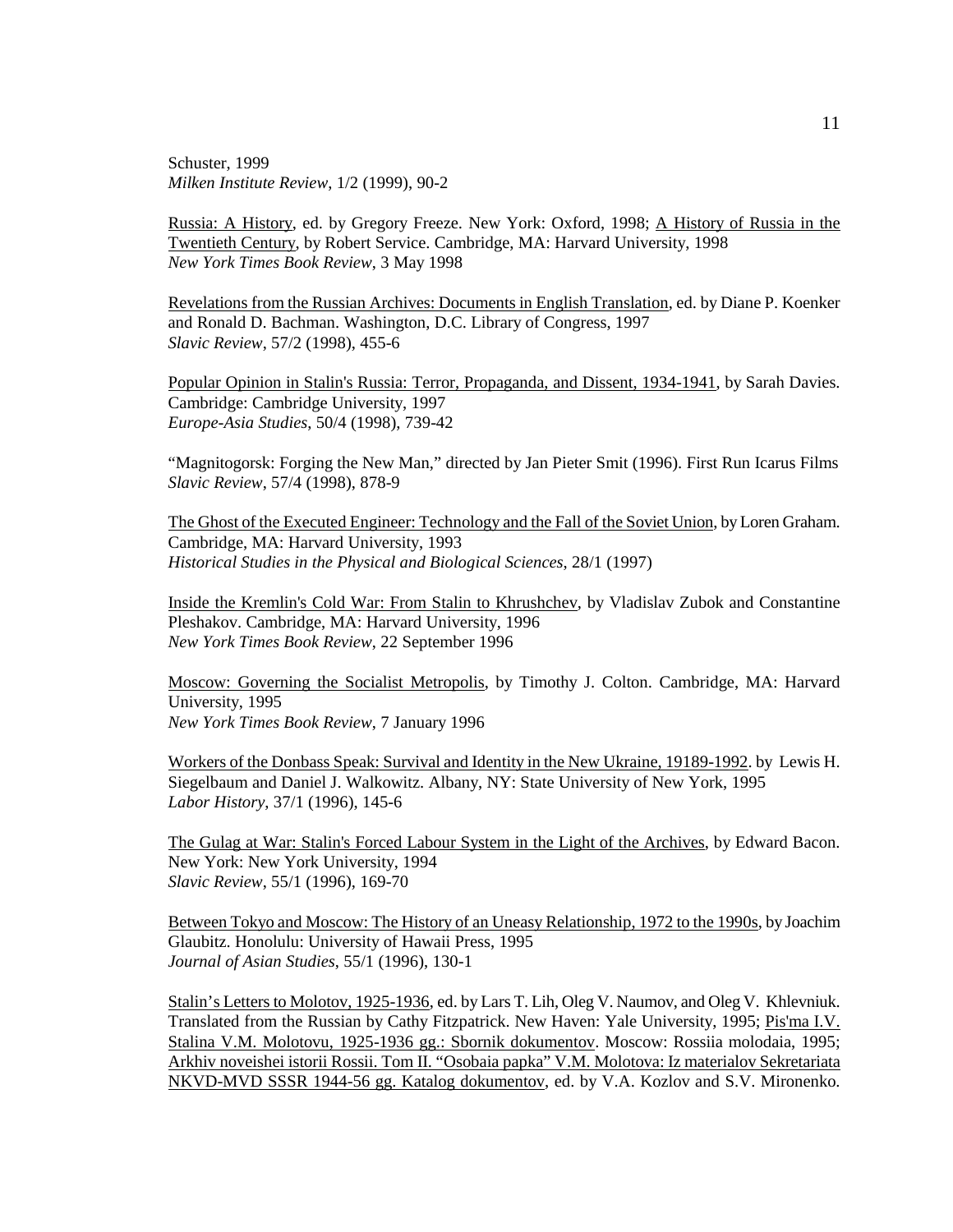Schuster, 1999
*Milken Institute Review*, 1/2 (1999), 90-2

Russia: A History, ed. by Gregory Freeze. New York: Oxford, 1998; A History of Russia in the Twentieth Century, by Robert Service. Cambridge, MA: Harvard University, 1998
*New York Times Book Review*, 3 May 1998

Revelations from the Russian Archives: Documents in English Translation, ed. by Diane P. Koenker and Ronald D. Bachman. Washington, D.C. Library of Congress, 1997
*Slavic Review*, 57/2 (1998), 455-6

Popular Opinion in Stalin's Russia: Terror, Propaganda, and Dissent, 1934-1941, by Sarah Davies. Cambridge: Cambridge University, 1997
*Europe-Asia Studies*, 50/4 (1998), 739-42

"Magnitogorsk: Forging the New Man," directed by Jan Pieter Smit (1996). First Run Icarus Films
*Slavic Review*, 57/4 (1998), 878-9

The Ghost of the Executed Engineer: Technology and the Fall of the Soviet Union, by Loren Graham. Cambridge, MA: Harvard University, 1993
*Historical Studies in the Physical and Biological Sciences*, 28/1 (1997)

Inside the Kremlin's Cold War: From Stalin to Khrushchev, by Vladislav Zubok and Constantine Pleshakov. Cambridge, MA: Harvard University, 1996
*New York Times Book Review*, 22 September 1996

Moscow: Governing the Socialist Metropolis, by Timothy J. Colton. Cambridge, MA: Harvard University, 1995
*New York Times Book Review*, 7 January 1996

Workers of the Donbass Speak: Survival and Identity in the New Ukraine, 19189-1992. by Lewis H. Siegelbaum and Daniel J. Walkowitz. Albany, NY: State University of New York, 1995
*Labor History*, 37/1 (1996), 145-6

The Gulag at War: Stalin's Forced Labour System in the Light of the Archives, by Edward Bacon. New York: New York University, 1994
*Slavic Review*, 55/1 (1996), 169-70

Between Tokyo and Moscow: The History of an Uneasy Relationship, 1972 to the 1990s, by Joachim Glaubitz. Honolulu: University of Hawaii Press, 1995
*Journal of Asian Studies*, 55/1 (1996), 130-1

Stalin's Letters to Molotov, 1925-1936, ed. by Lars T. Lih, Oleg V. Naumov, and Oleg V. Khlevniuk. Translated from the Russian by Cathy Fitzpatrick. New Haven: Yale University, 1995; Pis'ma I.V. Stalina V.M. Molotovu, 1925-1936 gg.: Sbornik dokumentov. Moscow: Rossiia molodaia, 1995; Arkhiv noveishei istorii Rossii. Tom II. "Osobaia papka" V.M. Molotova: Iz materialov Sekretariata NKVD-MVD SSSR 1944-56 gg. Katalog dokumentov, ed. by V.A. Kozlov and S.V. Mironenko.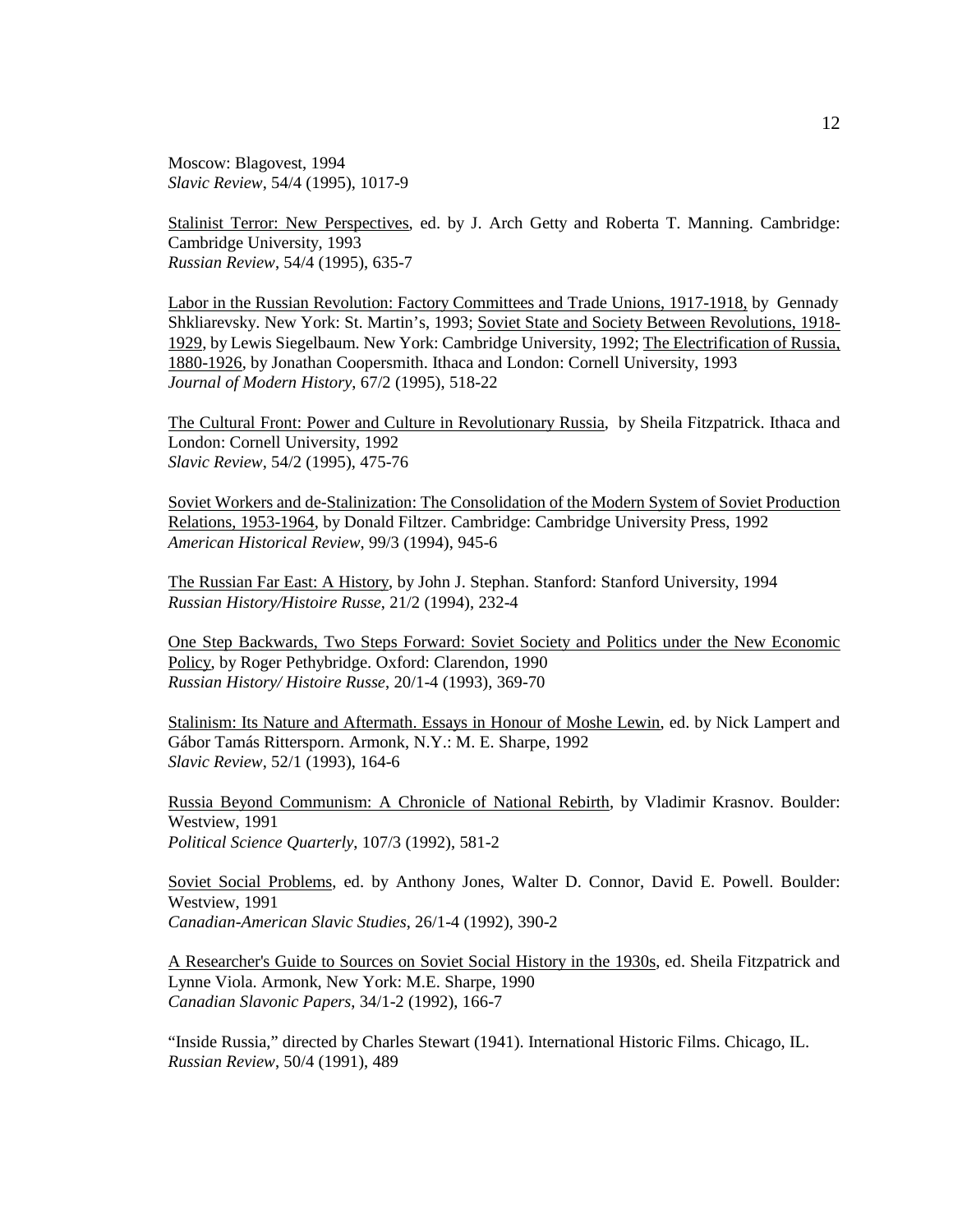Moscow: Blagovest, 1994
*Slavic Review*, 54/4 (1995), 1017-9

<u>Stalinist Terror: New Perspectives</u>, ed. by J. Arch Getty and Roberta T. Manning. Cambridge: Cambridge University, 1993
*Russian Review*, 54/4 (1995), 635-7

<u>Labor in the Russian Revolution: Factory Committees and Trade Unions, 1917-1918,</u> by Gennady Shkliarevsky. New York: St. Martin's, 1993; <u>Soviet State and Society Between Revolutions, 1918-1929</u>, by Lewis Siegelbaum. New York: Cambridge University, 1992; <u>The Electrification of Russia, 1880-1926</u>, by Jonathan Coopersmith. Ithaca and London: Cornell University, 1993
*Journal of Modern History*, 67/2 (1995), 518-22

<u>The Cultural Front: Power and Culture in Revolutionary Russia</u>, by Sheila Fitzpatrick. Ithaca and London: Cornell University, 1992
*Slavic Review*, 54/2 (1995), 475-76

<u>Soviet Workers and de-Stalinization: The Consolidation of the Modern System of Soviet Production Relations, 1953-1964</u>, by Donald Filtzer. Cambridge: Cambridge University Press, 1992
*American Historical Review*, 99/3 (1994), 945-6

<u>The Russian Far East: A History</u>, by John J. Stephan. Stanford: Stanford University, 1994
*Russian History/Histoire Russe*, 21/2 (1994), 232-4

<u>One Step Backwards, Two Steps Forward: Soviet Society and Politics under the New Economic Policy</u>, by Roger Pethybridge. Oxford: Clarendon, 1990
*Russian History/ Histoire Russe*, 20/1-4 (1993), 369-70

<u>Stalinism: Its Nature and Aftermath. Essays in Honour of Moshe Lewin</u>, ed. by Nick Lampert and Gábor Tamás Rittersporn. Armonk, N.Y.: M. E. Sharpe, 1992
*Slavic Review*, 52/1 (1993), 164-6

<u>Russia Beyond Communism: A Chronicle of National Rebirth</u>, by Vladimir Krasnov. Boulder: Westview, 1991
*Political Science Quarterly*, 107/3 (1992), 581-2

<u>Soviet Social Problems</u>, ed. by Anthony Jones, Walter D. Connor, David E. Powell. Boulder: Westview, 1991
*Canadian-American Slavic Studies*, 26/1-4 (1992), 390-2

<u>A Researcher's Guide to Sources on Soviet Social History in the 1930s</u>, ed. Sheila Fitzpatrick and Lynne Viola. Armonk, New York: M.E. Sharpe, 1990
*Canadian Slavonic Papers*, 34/1-2 (1992), 166-7

"Inside Russia," directed by Charles Stewart (1941). International Historic Films. Chicago, IL.
*Russian Review*, 50/4 (1991), 489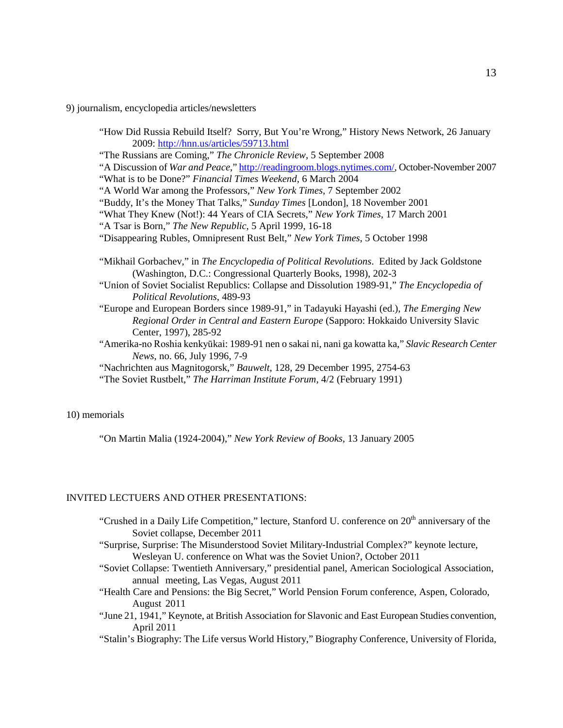9) journalism, encyclopedia articles/newsletters

- "How Did Russia Rebuild Itself? Sorry, But You're Wrong," History News Network, 26 January 2009: http://hnn.us/articles/59713.html
- "The Russians are Coming," *The Chronicle Review*, 5 September 2008
- "A Discussion of *War and Peace*," http://readingroom.blogs.nytimes.com/, October-November 2007
- "What is to be Done?" *Financial Times Weekend*, 6 March 2004
- "A World War among the Professors," *New York Times*, 7 September 2002
- "Buddy, It's the Money That Talks," *Sunday Times* [London], 18 November 2001
- "What They Knew (Not!): 44 Years of CIA Secrets," *New York Times*, 17 March 2001
- "A Tsar is Born," *The New Republic*, 5 April 1999, 16-18
- "Disappearing Rubles, Omnipresent Rust Belt," *New York Times*, 5 October 1998

- "Mikhail Gorbachev," in *The Encyclopedia of Political Revolutions*. Edited by Jack Goldstone (Washington, D.C.: Congressional Quarterly Books, 1998), 202-3
- "Union of Soviet Socialist Republics: Collapse and Dissolution 1989-91," *The Encyclopedia of Political Revolutions*, 489-93
- "Europe and European Borders since 1989-91," in Tadayuki Hayashi (ed.), *The Emerging New Regional Order in Central and Eastern Europe* (Sapporo: Hokkaido University Slavic Center, 1997), 285-92
- "Amerika-no Roshia kenkyūkai: 1989-91 nen o sakai ni, nani ga kowatta ka," *Slavic Research Center News*, no. 66, July 1996, 7-9
- "Nachrichten aus Magnitogorsk," *Bauwelt*, 128, 29 December 1995, 2754-63
- "The Soviet Rustbelt," *The Harriman Institute Forum*, 4/2 (February 1991)

10) memorials

- "On Martin Malia (1924-2004)," *New York Review of Books*, 13 January 2005

INVITED LECTUERS AND OTHER PRESENTATIONS:

- "Crushed in a Daily Life Competition," lecture, Stanford U. conference on 20th anniversary of the Soviet collapse, December 2011
- "Surprise, Surprise: The Misunderstood Soviet Military-Industrial Complex?" keynote lecture, Wesleyan U. conference on What was the Soviet Union?, October 2011
- "Soviet Collapse: Twentieth Anniversary," presidential panel, American Sociological Association, annual meeting, Las Vegas, August 2011
- "Health Care and Pensions: the Big Secret," World Pension Forum conference, Aspen, Colorado, August 2011
- "June 21, 1941," Keynote, at British Association for Slavonic and East European Studies convention, April 2011
- "Stalin's Biography: The Life versus World History," Biography Conference, University of Florida,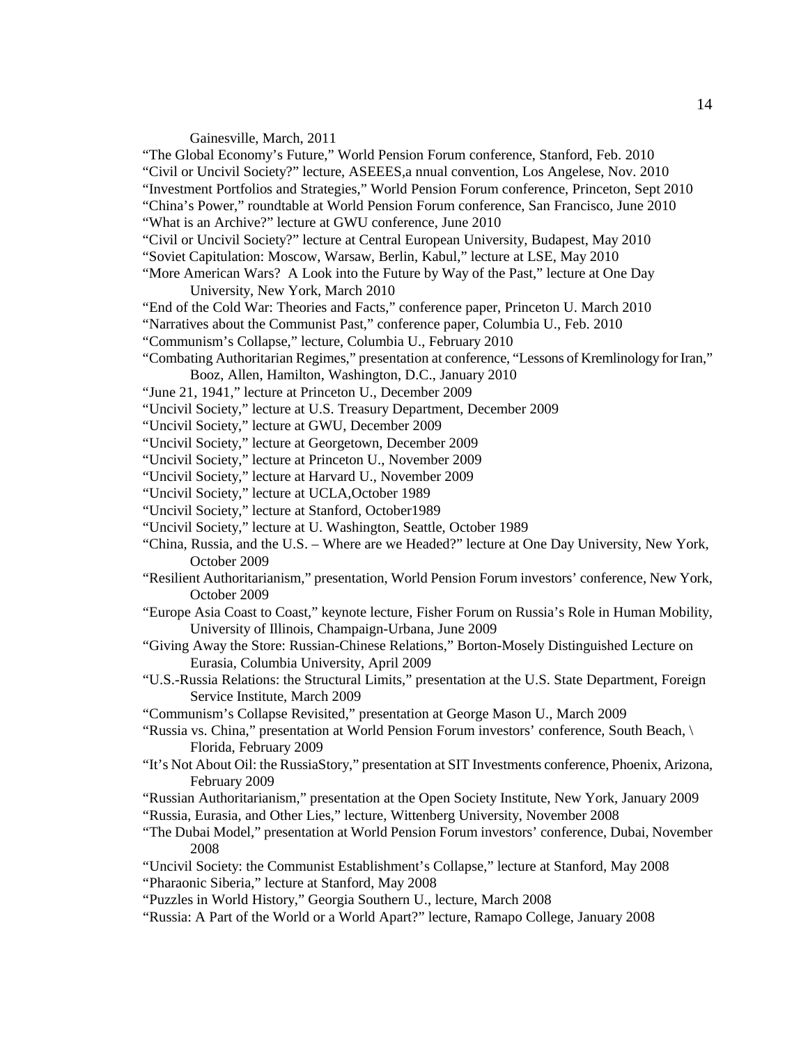Gainesville, March, 2011

“The Global Economy’s Future,” World Pension Forum conference, Stanford, Feb. 2010

“Civil or Uncivil Society?” lecture, ASEEES,a nnual convention, Los Angelese, Nov. 2010

“Investment Portfolios and Strategies,” World Pension Forum conference, Princeton, Sept 2010

“China’s Power,” roundtable at World Pension Forum conference, San Francisco, June 2010

“What is an Archive?” lecture at GWU conference, June 2010

“Civil or Uncivil Society?” lecture at Central European University, Budapest, May 2010

“Soviet Capitulation: Moscow, Warsaw, Berlin, Kabul,” lecture at LSE, May 2010

“More American Wars? A Look into the Future by Way of the Past,” lecture at One Day University, New York, March 2010

“End of the Cold War: Theories and Facts,” conference paper, Princeton U. March 2010

“Narratives about the Communist Past,” conference paper, Columbia U., Feb. 2010

“Communism’s Collapse,” lecture, Columbia U., February 2010

“Combating Authoritarian Regimes,” presentation at conference, “Lessons of Kremlinology for Iran,” Booz, Allen, Hamilton, Washington, D.C., January 2010

“June 21, 1941,” lecture at Princeton U., December 2009

“Uncivil Society,” lecture at U.S. Treasury Department, December 2009

“Uncivil Society,” lecture at GWU, December 2009

“Uncivil Society,” lecture at Georgetown, December 2009

“Uncivil Society,” lecture at Princeton U., November 2009

“Uncivil Society,” lecture at Harvard U., November 2009

“Uncivil Society,” lecture at UCLA,October 1989

“Uncivil Society,” lecture at Stanford, October1989

“Uncivil Society,” lecture at U. Washington, Seattle, October 1989

“China, Russia, and the U.S. – Where are we Headed?” lecture at One Day University, New York, October 2009

“Resilient Authoritarianism,” presentation, World Pension Forum investors’ conference, New York, October 2009

“Europe Asia Coast to Coast,” keynote lecture, Fisher Forum on Russia’s Role in Human Mobility, University of Illinois, Champaign-Urbana, June 2009

“Giving Away the Store: Russian-Chinese Relations,” Borton-Mosely Distinguished Lecture on Eurasia, Columbia University, April 2009

“U.S.-Russia Relations: the Structural Limits,” presentation at the U.S. State Department, Foreign Service Institute, March 2009

“Communism’s Collapse Revisited,” presentation at George Mason U., March 2009

“Russia vs. China,” presentation at World Pension Forum investors’ conference, South Beach, \ Florida, February 2009

“It’s Not About Oil: the RussiaStory,” presentation at SIT Investments conference, Phoenix, Arizona, February 2009

“Russian Authoritarianism,” presentation at the Open Society Institute, New York, January 2009

“Russia, Eurasia, and Other Lies,” lecture, Wittenberg University, November 2008

“The Dubai Model,” presentation at World Pension Forum investors’ conference, Dubai, November 2008

“Uncivil Society: the Communist Establishment’s Collapse,” lecture at Stanford, May 2008

“Pharaonic Siberia,” lecture at Stanford, May 2008

“Puzzles in World History,” Georgia Southern U., lecture, March 2008

“Russia: A Part of the World or a World Apart?” lecture, Ramapo College, January 2008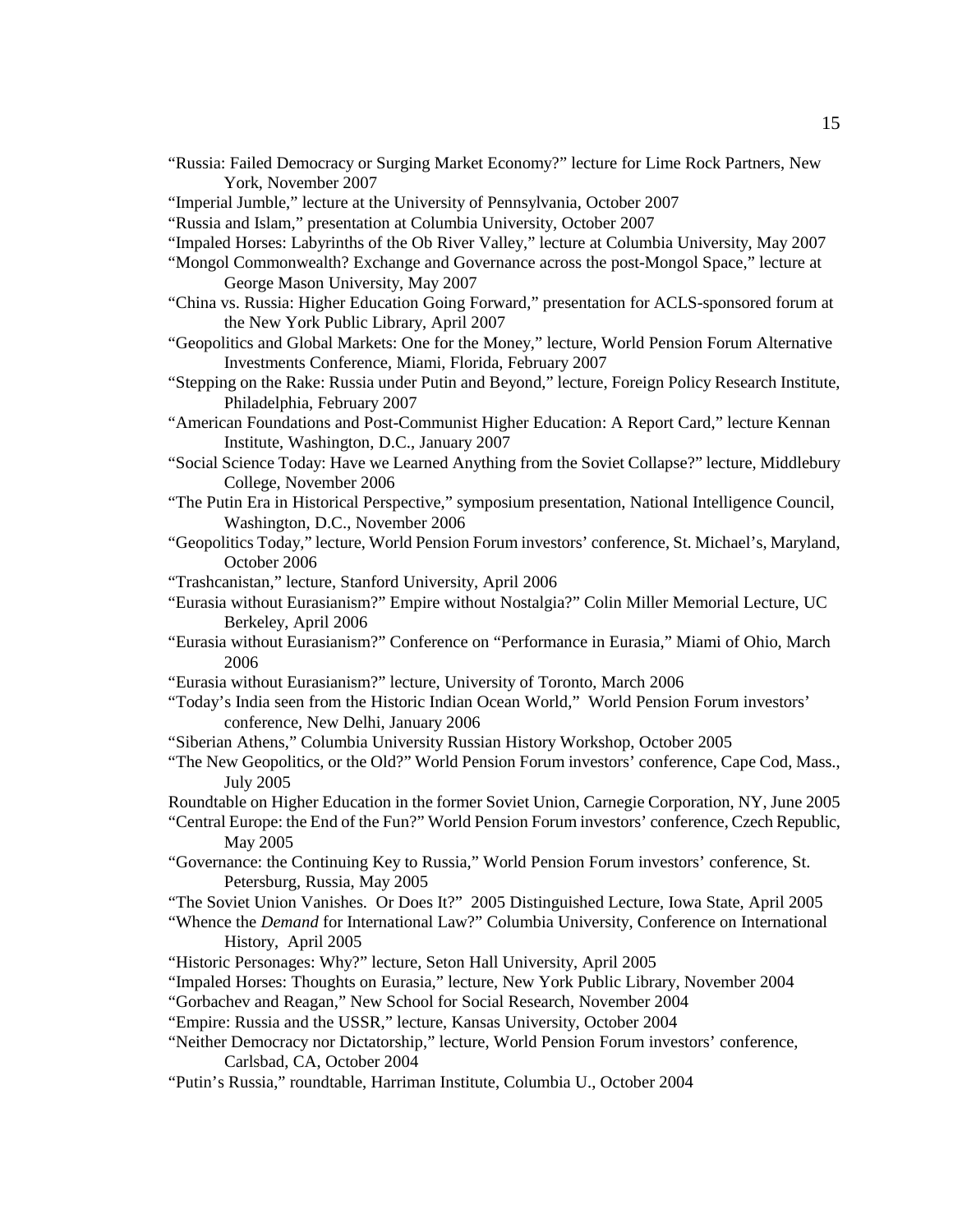"Russia: Failed Democracy or Surging Market Economy?" lecture for Lime Rock Partners, New York, November 2007

"Imperial Jumble," lecture at the University of Pennsylvania, October 2007

"Russia and Islam," presentation at Columbia University, October 2007

"Impaled Horses: Labyrinths of the Ob River Valley," lecture at Columbia University, May 2007

"Mongol Commonwealth? Exchange and Governance across the post-Mongol Space," lecture at George Mason University, May 2007

"China vs. Russia: Higher Education Going Forward," presentation for ACLS-sponsored forum at the New York Public Library, April 2007

"Geopolitics and Global Markets: One for the Money," lecture, World Pension Forum Alternative Investments Conference, Miami, Florida, February 2007

"Stepping on the Rake: Russia under Putin and Beyond," lecture, Foreign Policy Research Institute, Philadelphia, February 2007

"American Foundations and Post-Communist Higher Education: A Report Card," lecture Kennan Institute, Washington, D.C., January 2007

"Social Science Today: Have we Learned Anything from the Soviet Collapse?" lecture, Middlebury College, November 2006

"The Putin Era in Historical Perspective," symposium presentation, National Intelligence Council, Washington, D.C., November 2006

"Geopolitics Today," lecture, World Pension Forum investors' conference, St. Michael's, Maryland, October 2006

"Trashcanistan," lecture, Stanford University, April 2006

"Eurasia without Eurasianism?" Empire without Nostalgia?" Colin Miller Memorial Lecture, UC Berkeley, April 2006

"Eurasia without Eurasianism?" Conference on "Performance in Eurasia," Miami of Ohio, March 2006

"Eurasia without Eurasianism?" lecture, University of Toronto, March 2006

"Today's India seen from the Historic Indian Ocean World," World Pension Forum investors' conference, New Delhi, January 2006

"Siberian Athens," Columbia University Russian History Workshop, October 2005

"The New Geopolitics, or the Old?" World Pension Forum investors' conference, Cape Cod, Mass., July 2005

Roundtable on Higher Education in the former Soviet Union, Carnegie Corporation, NY, June 2005

"Central Europe: the End of the Fun?" World Pension Forum investors' conference, Czech Republic, May 2005

"Governance: the Continuing Key to Russia," World Pension Forum investors' conference, St. Petersburg, Russia, May 2005

"The Soviet Union Vanishes. Or Does It?" 2005 Distinguished Lecture, Iowa State, April 2005

"Whence the *Demand* for International Law?" Columbia University, Conference on International History, April 2005

"Historic Personages: Why?" lecture, Seton Hall University, April 2005

"Impaled Horses: Thoughts on Eurasia," lecture, New York Public Library, November 2004

"Gorbachev and Reagan," New School for Social Research, November 2004

"Empire: Russia and the USSR," lecture, Kansas University, October 2004

"Neither Democracy nor Dictatorship," lecture, World Pension Forum investors' conference, Carlsbad, CA, October 2004

"Putin's Russia," roundtable, Harriman Institute, Columbia U., October 2004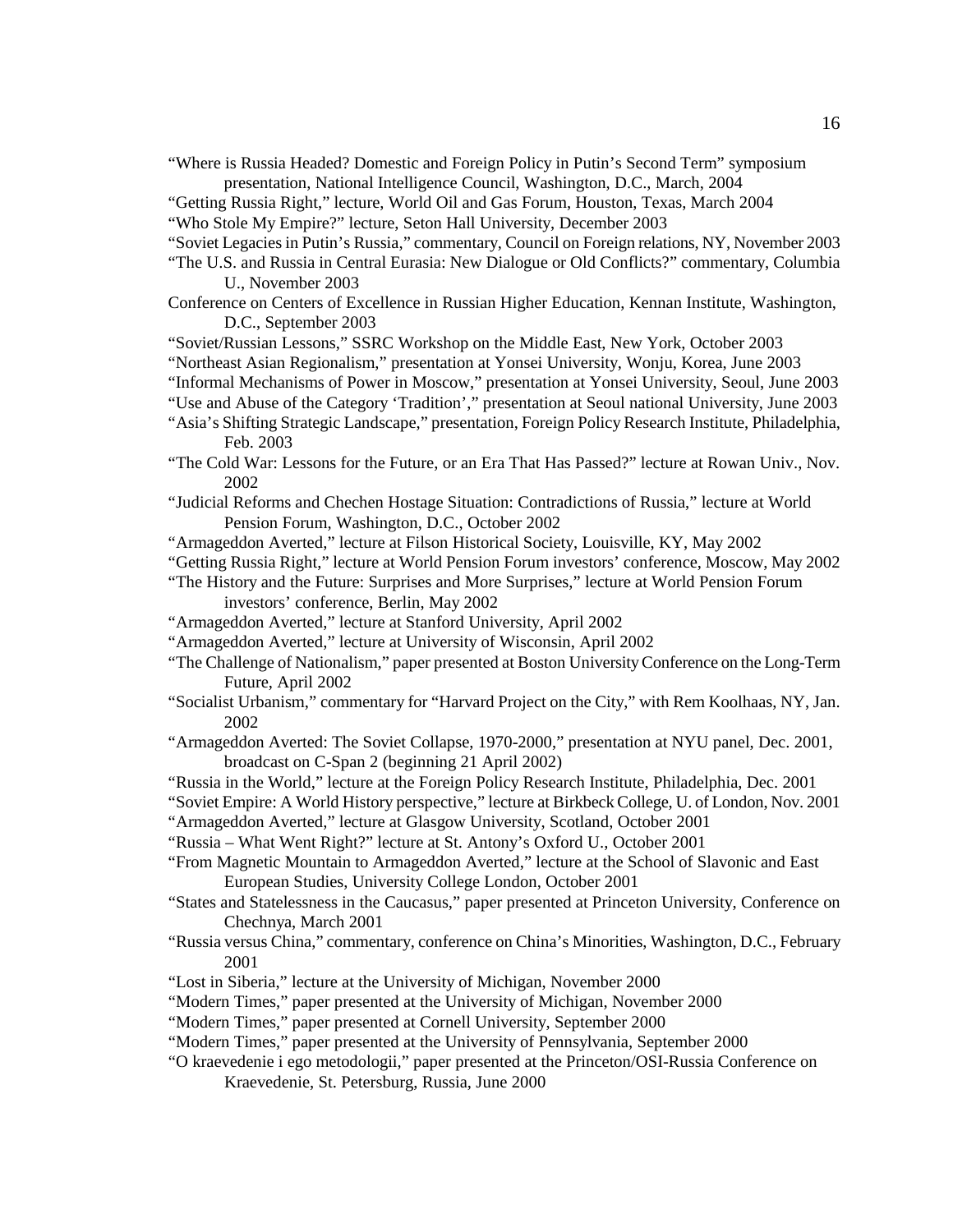"Where is Russia Headed? Domestic and Foreign Policy in Putin's Second Term" symposium presentation, National Intelligence Council, Washington, D.C., March, 2004

"Getting Russia Right," lecture, World Oil and Gas Forum, Houston, Texas, March 2004

"Who Stole My Empire?" lecture, Seton Hall University, December 2003

"Soviet Legacies in Putin's Russia," commentary, Council on Foreign relations, NY, November 2003

"The U.S. and Russia in Central Eurasia: New Dialogue or Old Conflicts?" commentary, Columbia U., November 2003

Conference on Centers of Excellence in Russian Higher Education, Kennan Institute, Washington, D.C., September 2003

"Soviet/Russian Lessons," SSRC Workshop on the Middle East, New York, October 2003

"Northeast Asian Regionalism," presentation at Yonsei University, Wonju, Korea, June 2003

"Informal Mechanisms of Power in Moscow," presentation at Yonsei University, Seoul, June 2003

"Use and Abuse of the Category 'Tradition'," presentation at Seoul national University, June 2003

"Asia's Shifting Strategic Landscape," presentation, Foreign Policy Research Institute, Philadelphia, Feb. 2003

"The Cold War: Lessons for the Future, or an Era That Has Passed?" lecture at Rowan Univ., Nov. 2002

"Judicial Reforms and Chechen Hostage Situation: Contradictions of Russia," lecture at World Pension Forum, Washington, D.C., October 2002

"Armageddon Averted," lecture at Filson Historical Society, Louisville, KY, May 2002

"Getting Russia Right," lecture at World Pension Forum investors' conference, Moscow, May 2002

"The History and the Future: Surprises and More Surprises," lecture at World Pension Forum investors' conference, Berlin, May 2002

"Armageddon Averted," lecture at Stanford University, April 2002

"Armageddon Averted," lecture at University of Wisconsin, April 2002

"The Challenge of Nationalism," paper presented at Boston University Conference on the Long-Term Future, April 2002

"Socialist Urbanism," commentary for "Harvard Project on the City," with Rem Koolhaas, NY, Jan. 2002

"Armageddon Averted: The Soviet Collapse, 1970-2000," presentation at NYU panel, Dec. 2001, broadcast on C-Span 2 (beginning 21 April 2002)

"Russia in the World," lecture at the Foreign Policy Research Institute, Philadelphia, Dec. 2001

"Soviet Empire: A World History perspective," lecture at Birkbeck College, U. of London, Nov. 2001

"Armageddon Averted," lecture at Glasgow University, Scotland, October 2001

"Russia – What Went Right?" lecture at St. Antony's Oxford U., October 2001

"From Magnetic Mountain to Armageddon Averted," lecture at the School of Slavonic and East European Studies, University College London, October 2001

"States and Statelessness in the Caucasus," paper presented at Princeton University, Conference on Chechnya, March 2001

"Russia versus China," commentary, conference on China's Minorities, Washington, D.C., February 2001

"Lost in Siberia," lecture at the University of Michigan, November 2000

"Modern Times," paper presented at the University of Michigan, November 2000

"Modern Times," paper presented at Cornell University, September 2000

"Modern Times," paper presented at the University of Pennsylvania, September 2000

"O kraevedenie i ego metodologii," paper presented at the Princeton/OSI-Russia Conference on Kraevedenie, St. Petersburg, Russia, June 2000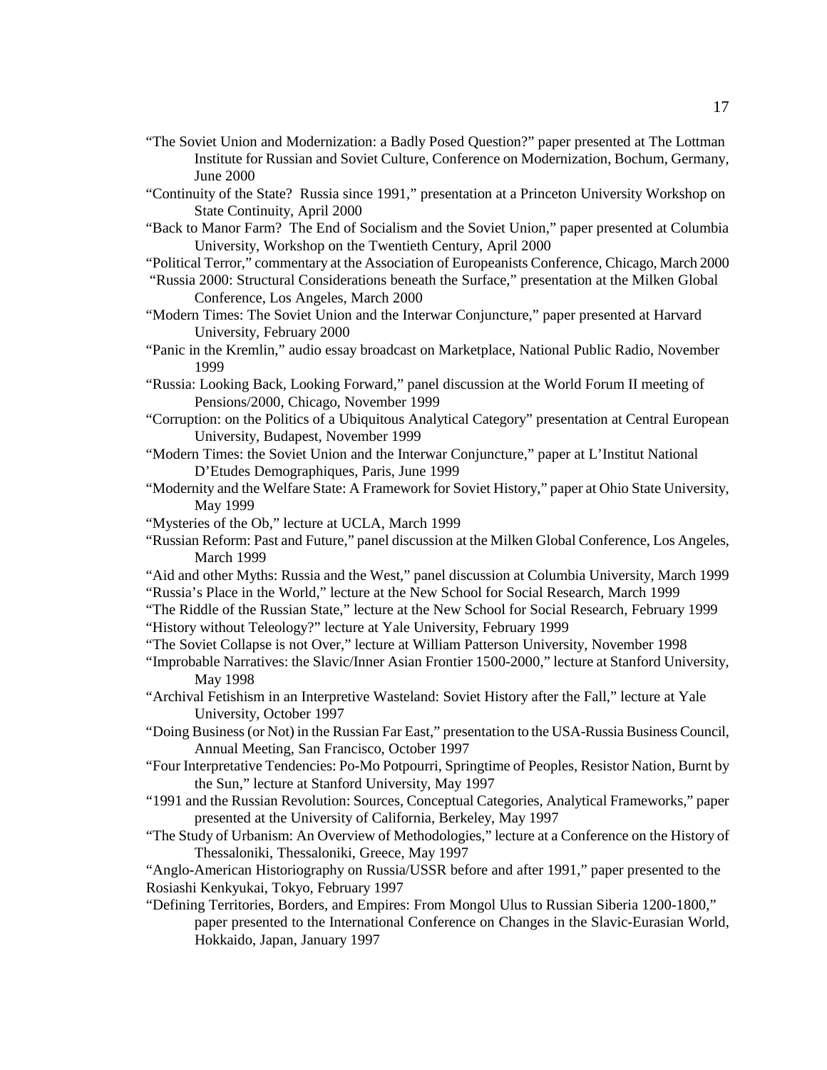"The Soviet Union and Modernization: a Badly Posed Question?" paper presented at The Lottman Institute for Russian and Soviet Culture, Conference on Modernization, Bochum, Germany, June 2000

"Continuity of the State? Russia since 1991," presentation at a Princeton University Workshop on State Continuity, April 2000

"Back to Manor Farm? The End of Socialism and the Soviet Union," paper presented at Columbia University, Workshop on the Twentieth Century, April 2000

"Political Terror," commentary at the Association of Europeanists Conference, Chicago, March 2000

"Russia 2000: Structural Considerations beneath the Surface," presentation at the Milken Global Conference, Los Angeles, March 2000

"Modern Times: The Soviet Union and the Interwar Conjuncture," paper presented at Harvard University, February 2000

"Panic in the Kremlin," audio essay broadcast on Marketplace, National Public Radio, November 1999

"Russia: Looking Back, Looking Forward," panel discussion at the World Forum II meeting of Pensions/2000, Chicago, November 1999

"Corruption: on the Politics of a Ubiquitous Analytical Category" presentation at Central European University, Budapest, November 1999

"Modern Times: the Soviet Union and the Interwar Conjuncture," paper at L'Institut National D'Etudes Demographiques, Paris, June 1999

"Modernity and the Welfare State: A Framework for Soviet History," paper at Ohio State University, May 1999

"Mysteries of the Ob," lecture at UCLA, March 1999

"Russian Reform: Past and Future," panel discussion at the Milken Global Conference, Los Angeles, March 1999

"Aid and other Myths: Russia and the West," panel discussion at Columbia University, March 1999

"Russia's Place in the World," lecture at the New School for Social Research, March 1999

"The Riddle of the Russian State," lecture at the New School for Social Research, February 1999

"History without Teleology?" lecture at Yale University, February 1999

"The Soviet Collapse is not Over," lecture at William Patterson University, November 1998

"Improbable Narratives: the Slavic/Inner Asian Frontier 1500-2000," lecture at Stanford University, May 1998

"Archival Fetishism in an Interpretive Wasteland: Soviet History after the Fall," lecture at Yale University, October 1997

"Doing Business (or Not) in the Russian Far East," presentation to the USA-Russia Business Council, Annual Meeting, San Francisco, October 1997

"Four Interpretative Tendencies: Po-Mo Potpourri, Springtime of Peoples, Resistor Nation, Burnt by the Sun," lecture at Stanford University, May 1997

"1991 and the Russian Revolution: Sources, Conceptual Categories, Analytical Frameworks," paper presented at the University of California, Berkeley, May 1997

"The Study of Urbanism: An Overview of Methodologies," lecture at a Conference on the History of Thessaloniki, Thessaloniki, Greece, May 1997

"Anglo-American Historiography on Russia/USSR before and after 1991," paper presented to the Rosiashi Kenkyukai, Tokyo, February 1997

"Defining Territories, Borders, and Empires: From Mongol Ulus to Russian Siberia 1200-1800," paper presented to the International Conference on Changes in the Slavic-Eurasian World, Hokkaido, Japan, January 1997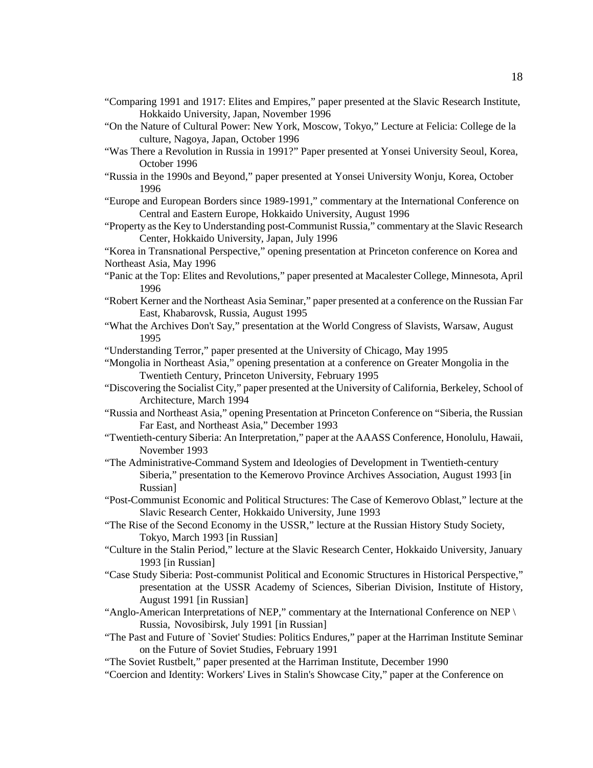"Comparing 1991 and 1917: Elites and Empires," paper presented at the Slavic Research Institute, Hokkaido University, Japan, November 1996

"On the Nature of Cultural Power: New York, Moscow, Tokyo," Lecture at Felicia: College de la culture, Nagoya, Japan, October 1996

"Was There a Revolution in Russia in 1991?" Paper presented at Yonsei University Seoul, Korea, October 1996

"Russia in the 1990s and Beyond," paper presented at Yonsei University Wonju, Korea, October 1996

"Europe and European Borders since 1989-1991," commentary at the International Conference on Central and Eastern Europe, Hokkaido University, August 1996

"Property as the Key to Understanding post-Communist Russia," commentary at the Slavic Research Center, Hokkaido University, Japan, July 1996

"Korea in Transnational Perspective," opening presentation at Princeton conference on Korea and Northeast Asia, May 1996

"Panic at the Top: Elites and Revolutions," paper presented at Macalester College, Minnesota, April 1996

"Robert Kerner and the Northeast Asia Seminar," paper presented at a conference on the Russian Far East, Khabarovsk, Russia, August 1995

"What the Archives Don't Say," presentation at the World Congress of Slavists, Warsaw, August 1995

"Understanding Terror," paper presented at the University of Chicago, May 1995

"Mongolia in Northeast Asia," opening presentation at a conference on Greater Mongolia in the Twentieth Century, Princeton University, February 1995

"Discovering the Socialist City," paper presented at the University of California, Berkeley, School of Architecture, March 1994

"Russia and Northeast Asia," opening Presentation at Princeton Conference on "Siberia, the Russian Far East, and Northeast Asia," December 1993

"Twentieth-century Siberia: An Interpretation," paper at the AAASS Conference, Honolulu, Hawaii, November 1993

"The Administrative-Command System and Ideologies of Development in Twentieth-century Siberia," presentation to the Kemerovo Province Archives Association, August 1993 [in Russian]

"Post-Communist Economic and Political Structures: The Case of Kemerovo Oblast," lecture at the Slavic Research Center, Hokkaido University, June 1993

"The Rise of the Second Economy in the USSR," lecture at the Russian History Study Society, Tokyo, March 1993 [in Russian]

"Culture in the Stalin Period," lecture at the Slavic Research Center, Hokkaido University, January 1993 [in Russian]

"Case Study Siberia: Post-communist Political and Economic Structures in Historical Perspective," presentation at the USSR Academy of Sciences, Siberian Division, Institute of History, August 1991 [in Russian]

"Anglo-American Interpretations of NEP," commentary at the International Conference on NEP \ Russia, Novosibirsk, July 1991 [in Russian]

"The Past and Future of `Soviet' Studies: Politics Endures," paper at the Harriman Institute Seminar on the Future of Soviet Studies, February 1991

"The Soviet Rustbelt," paper presented at the Harriman Institute, December 1990

"Coercion and Identity: Workers' Lives in Stalin's Showcase City," paper at the Conference on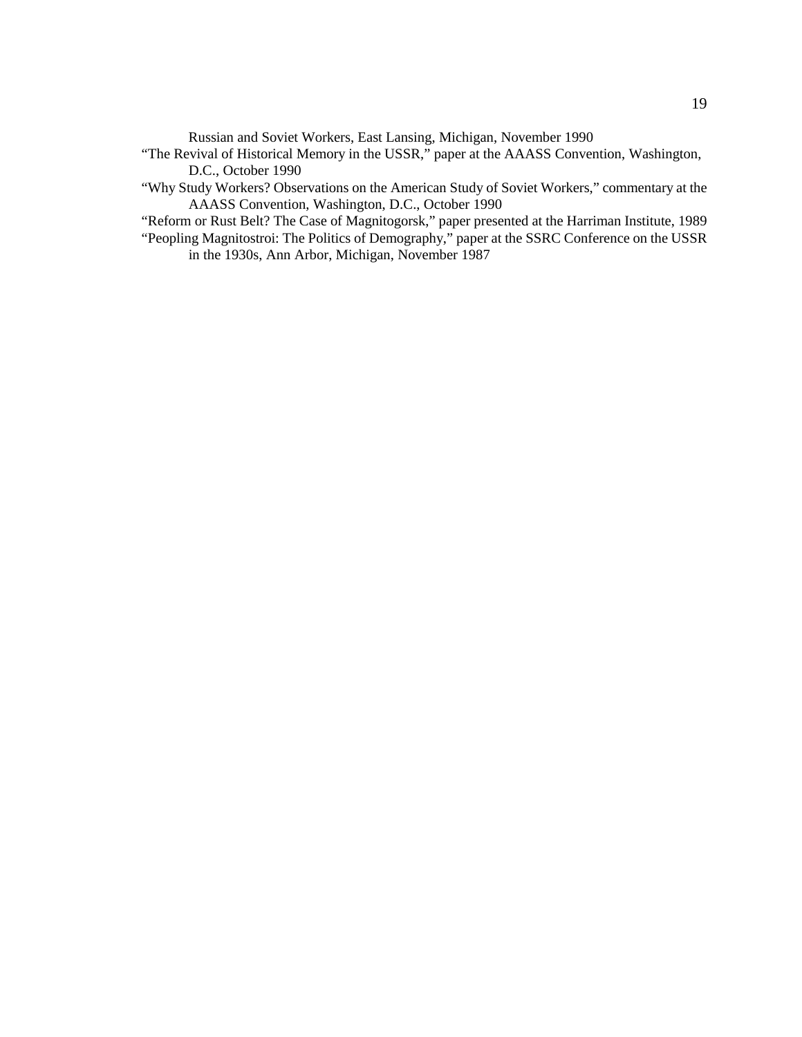Russian and Soviet Workers, East Lansing, Michigan, November 1990

"The Revival of Historical Memory in the USSR," paper at the AAASS Convention, Washington, D.C., October 1990

"Why Study Workers? Observations on the American Study of Soviet Workers," commentary at the AAASS Convention, Washington, D.C., October 1990

"Reform or Rust Belt? The Case of Magnitogorsk," paper presented at the Harriman Institute, 1989

"Peopling Magnitostroi: The Politics of Demography," paper at the SSRC Conference on the USSR in the 1930s, Ann Arbor, Michigan, November 1987